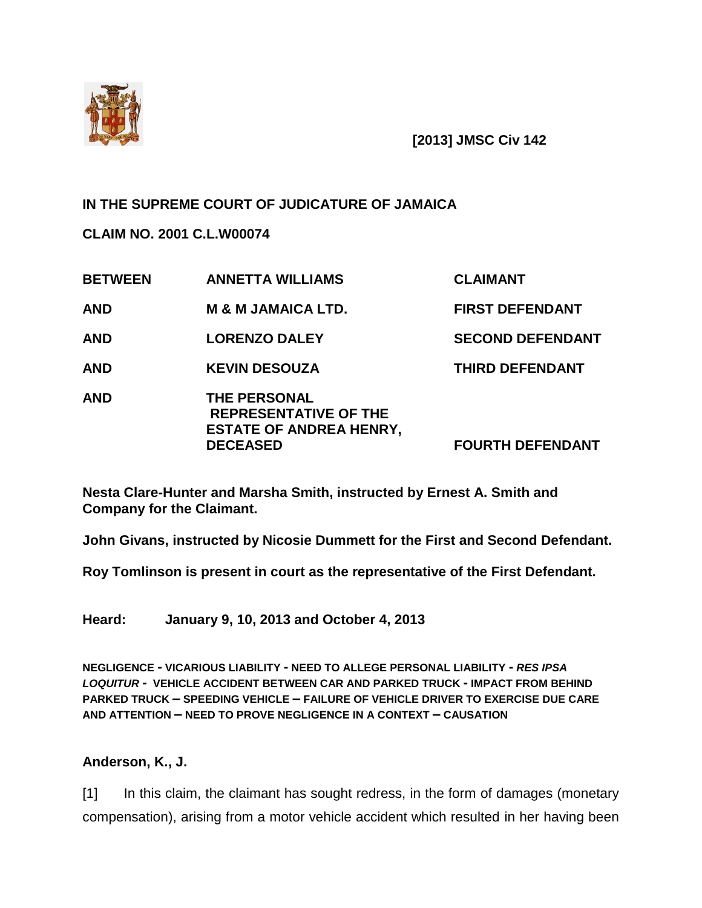**[2013] JMSC Civ 142**

**IN THE SUPREME COURT OF JUDICATURE OF JAMAICA**

**CLAIM NO. 2001 C.L.W00074**

| | | |
|---|---|---|
| **BETWEEN** | **ANNETTA WILLIAMS** | **CLAIMANT** |
| **AND** | **M & M JAMAICA LTD.** | **FIRST DEFENDANT** |
| **AND** | **LORENZO DALEY** | **SECOND DEFENDANT** |
| **AND** | **KEVIN DESOUZA** | **THIRD DEFENDANT** |
| **AND** | **THE PERSONAL REPRESENTATIVE OF THE ESTATE OF ANDREA HENRY, DECEASED** | **FOURTH DEFENDANT** |

**Nesta Clare-Hunter and Marsha Smith, instructed by Ernest A. Smith and Company for the Claimant.**

**John Givans, instructed by Nicosie Dummett for the First and Second Defendant.**

**Roy Tomlinson is present in court as the representative of the First Defendant.**

**Heard: January 9, 10, 2013 and October 4, 2013**

**NEGLIGENCE - VICARIOUS LIABILITY - NEED TO ALLEGE PERSONAL LIABILITY - *RES IPSA LOQUITUR* - VEHICLE ACCIDENT BETWEEN CAR AND PARKED TRUCK - IMPACT FROM BEHIND PARKED TRUCK – SPEEDING VEHICLE – FAILURE OF VEHICLE DRIVER TO EXERCISE DUE CARE AND ATTENTION – NEED TO PROVE NEGLIGENCE IN A CONTEXT – CAUSATION**

**Anderson, K., J.**

[1] In this claim, the claimant has sought redress, in the form of damages (monetary compensation), arising from a motor vehicle accident which resulted in her having been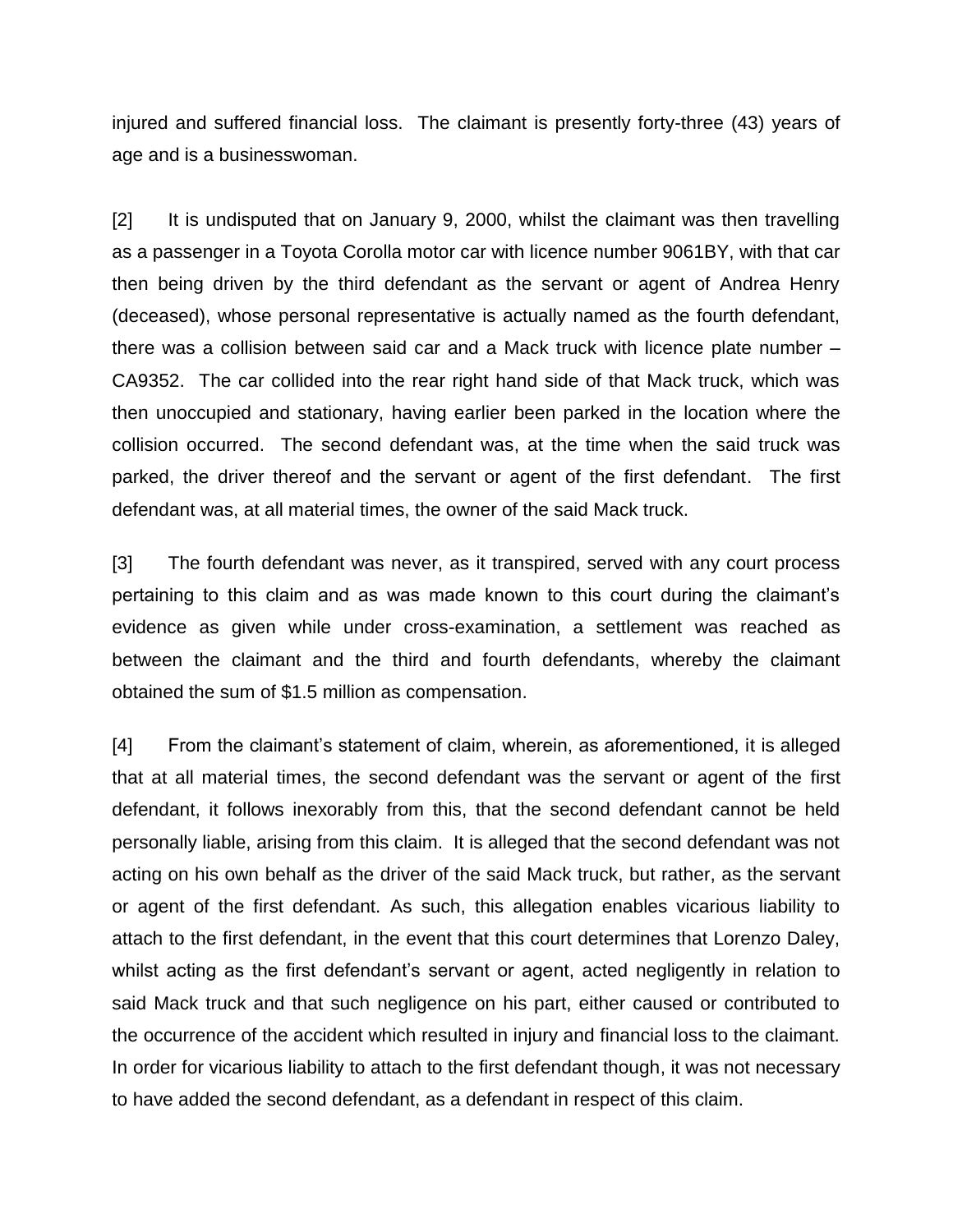injured and suffered financial loss. The claimant is presently forty-three (43) years of age and is a businesswoman.

[2] It is undisputed that on January 9, 2000, whilst the claimant was then travelling as a passenger in a Toyota Corolla motor car with licence number 9061BY, with that car then being driven by the third defendant as the servant or agent of Andrea Henry (deceased), whose personal representative is actually named as the fourth defendant, there was a collision between said car and a Mack truck with licence plate number – CA9352. The car collided into the rear right hand side of that Mack truck, which was then unoccupied and stationary, having earlier been parked in the location where the collision occurred. The second defendant was, at the time when the said truck was parked, the driver thereof and the servant or agent of the first defendant. The first defendant was, at all material times, the owner of the said Mack truck.

[3] The fourth defendant was never, as it transpired, served with any court process pertaining to this claim and as was made known to this court during the claimant's evidence as given while under cross-examination, a settlement was reached as between the claimant and the third and fourth defendants, whereby the claimant obtained the sum of $1.5 million as compensation.

[4] From the claimant's statement of claim, wherein, as aforementioned, it is alleged that at all material times, the second defendant was the servant or agent of the first defendant, it follows inexorably from this, that the second defendant cannot be held personally liable, arising from this claim. It is alleged that the second defendant was not acting on his own behalf as the driver of the said Mack truck, but rather, as the servant or agent of the first defendant. As such, this allegation enables vicarious liability to attach to the first defendant, in the event that this court determines that Lorenzo Daley, whilst acting as the first defendant's servant or agent, acted negligently in relation to said Mack truck and that such negligence on his part, either caused or contributed to the occurrence of the accident which resulted in injury and financial loss to the claimant. In order for vicarious liability to attach to the first defendant though, it was not necessary to have added the second defendant, as a defendant in respect of this claim.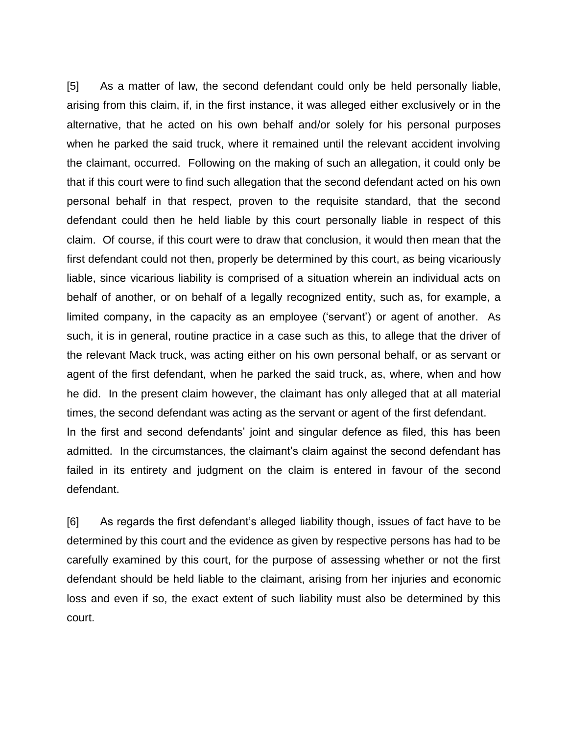[5] As a matter of law, the second defendant could only be held personally liable, arising from this claim, if, in the first instance, it was alleged either exclusively or in the alternative, that he acted on his own behalf and/or solely for his personal purposes when he parked the said truck, where it remained until the relevant accident involving the claimant, occurred. Following on the making of such an allegation, it could only be that if this court were to find such allegation that the second defendant acted on his own personal behalf in that respect, proven to the requisite standard, that the second defendant could then he held liable by this court personally liable in respect of this claim. Of course, if this court were to draw that conclusion, it would then mean that the first defendant could not then, properly be determined by this court, as being vicariously liable, since vicarious liability is comprised of a situation wherein an individual acts on behalf of another, or on behalf of a legally recognized entity, such as, for example, a limited company, in the capacity as an employee ('servant') or agent of another. As such, it is in general, routine practice in a case such as this, to allege that the driver of the relevant Mack truck, was acting either on his own personal behalf, or as servant or agent of the first defendant, when he parked the said truck, as, where, when and how he did. In the present claim however, the claimant has only alleged that at all material times, the second defendant was acting as the servant or agent of the first defendant.
In the first and second defendants' joint and singular defence as filed, this has been admitted. In the circumstances, the claimant's claim against the second defendant has failed in its entirety and judgment on the claim is entered in favour of the second defendant.

[6] As regards the first defendant's alleged liability though, issues of fact have to be determined by this court and the evidence as given by respective persons has had to be carefully examined by this court, for the purpose of assessing whether or not the first defendant should be held liable to the claimant, arising from her injuries and economic loss and even if so, the exact extent of such liability must also be determined by this court.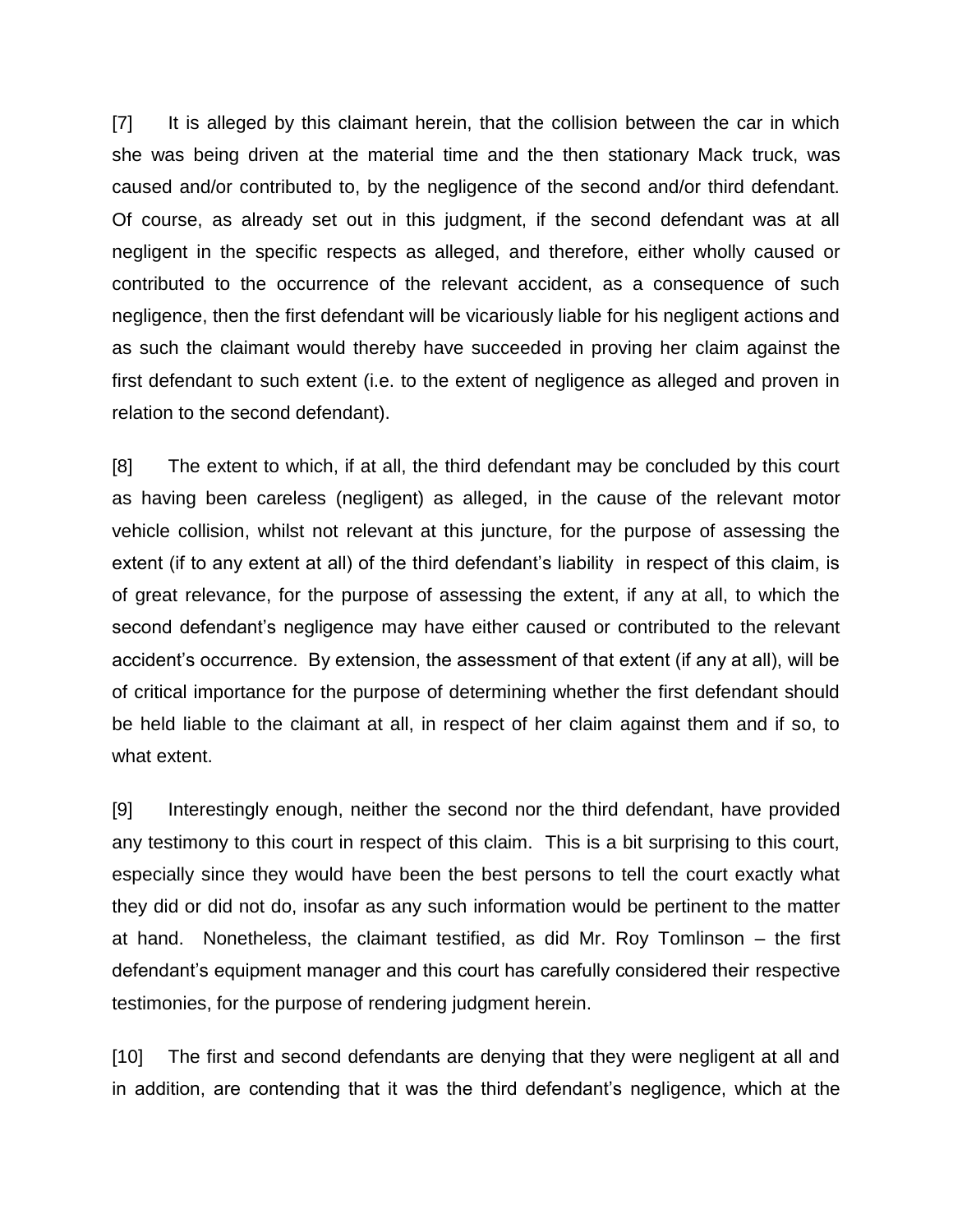[7] It is alleged by this claimant herein, that the collision between the car in which she was being driven at the material time and the then stationary Mack truck, was caused and/or contributed to, by the negligence of the second and/or third defendant. Of course, as already set out in this judgment, if the second defendant was at all negligent in the specific respects as alleged, and therefore, either wholly caused or contributed to the occurrence of the relevant accident, as a consequence of such negligence, then the first defendant will be vicariously liable for his negligent actions and as such the claimant would thereby have succeeded in proving her claim against the first defendant to such extent (i.e. to the extent of negligence as alleged and proven in relation to the second defendant).

[8] The extent to which, if at all, the third defendant may be concluded by this court as having been careless (negligent) as alleged, in the cause of the relevant motor vehicle collision, whilst not relevant at this juncture, for the purpose of assessing the extent (if to any extent at all) of the third defendant's liability in respect of this claim, is of great relevance, for the purpose of assessing the extent, if any at all, to which the second defendant's negligence may have either caused or contributed to the relevant accident's occurrence. By extension, the assessment of that extent (if any at all), will be of critical importance for the purpose of determining whether the first defendant should be held liable to the claimant at all, in respect of her claim against them and if so, to what extent.

[9] Interestingly enough, neither the second nor the third defendant, have provided any testimony to this court in respect of this claim. This is a bit surprising to this court, especially since they would have been the best persons to tell the court exactly what they did or did not do, insofar as any such information would be pertinent to the matter at hand. Nonetheless, the claimant testified, as did Mr. Roy Tomlinson – the first defendant's equipment manager and this court has carefully considered their respective testimonies, for the purpose of rendering judgment herein.

[10] The first and second defendants are denying that they were negligent at all and in addition, are contending that it was the third defendant's negligence, which at the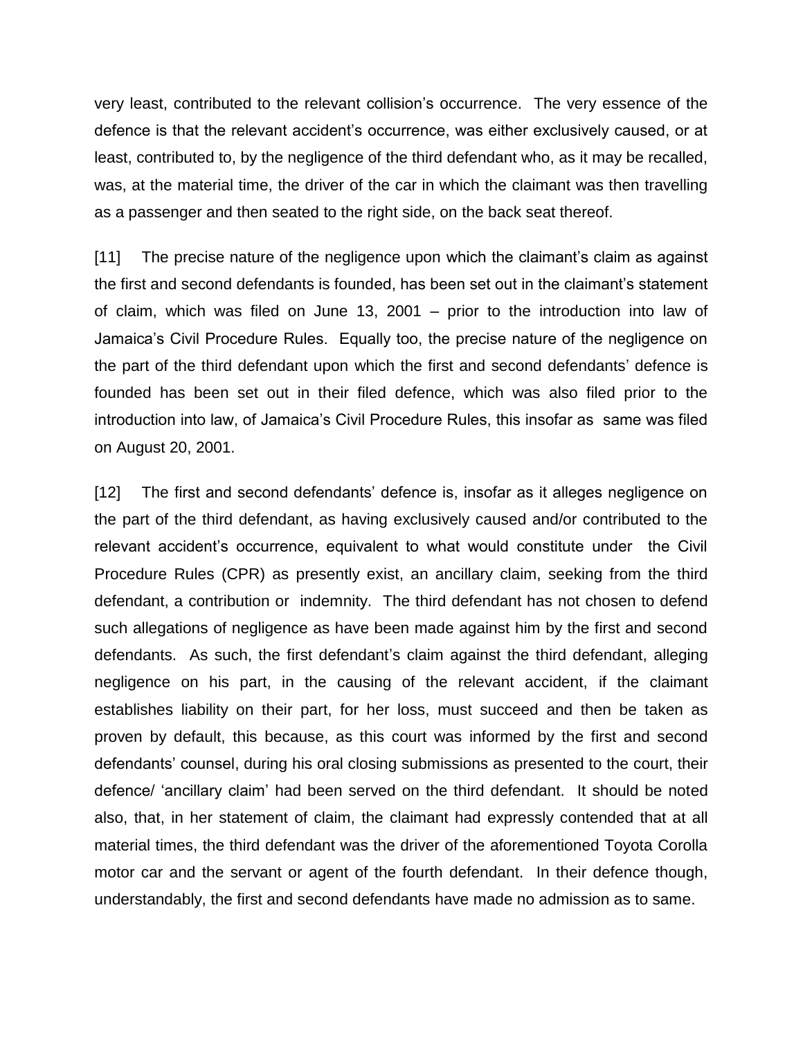very least, contributed to the relevant collision's occurrence. The very essence of the defence is that the relevant accident's occurrence, was either exclusively caused, or at least, contributed to, by the negligence of the third defendant who, as it may be recalled, was, at the material time, the driver of the car in which the claimant was then travelling as a passenger and then seated to the right side, on the back seat thereof.

[11] The precise nature of the negligence upon which the claimant's claim as against the first and second defendants is founded, has been set out in the claimant's statement of claim, which was filed on June 13, 2001 – prior to the introduction into law of Jamaica's Civil Procedure Rules. Equally too, the precise nature of the negligence on the part of the third defendant upon which the first and second defendants' defence is founded has been set out in their filed defence, which was also filed prior to the introduction into law, of Jamaica's Civil Procedure Rules, this insofar as same was filed on August 20, 2001.

[12] The first and second defendants' defence is, insofar as it alleges negligence on the part of the third defendant, as having exclusively caused and/or contributed to the relevant accident's occurrence, equivalent to what would constitute under the Civil Procedure Rules (CPR) as presently exist, an ancillary claim, seeking from the third defendant, a contribution or indemnity. The third defendant has not chosen to defend such allegations of negligence as have been made against him by the first and second defendants. As such, the first defendant's claim against the third defendant, alleging negligence on his part, in the causing of the relevant accident, if the claimant establishes liability on their part, for her loss, must succeed and then be taken as proven by default, this because, as this court was informed by the first and second defendants' counsel, during his oral closing submissions as presented to the court, their defence/ 'ancillary claim' had been served on the third defendant. It should be noted also, that, in her statement of claim, the claimant had expressly contended that at all material times, the third defendant was the driver of the aforementioned Toyota Corolla motor car and the servant or agent of the fourth defendant. In their defence though, understandably, the first and second defendants have made no admission as to same.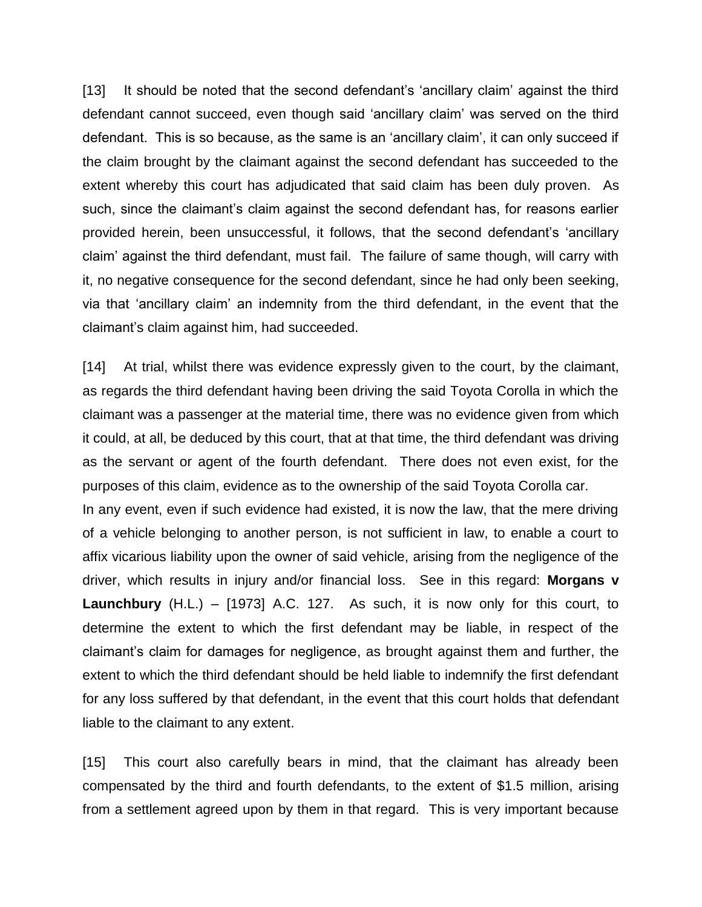[13] It should be noted that the second defendant's 'ancillary claim' against the third defendant cannot succeed, even though said 'ancillary claim' was served on the third defendant. This is so because, as the same is an 'ancillary claim', it can only succeed if the claim brought by the claimant against the second defendant has succeeded to the extent whereby this court has adjudicated that said claim has been duly proven. As such, since the claimant's claim against the second defendant has, for reasons earlier provided herein, been unsuccessful, it follows, that the second defendant's 'ancillary claim' against the third defendant, must fail. The failure of same though, will carry with it, no negative consequence for the second defendant, since he had only been seeking, via that 'ancillary claim' an indemnity from the third defendant, in the event that the claimant's claim against him, had succeeded.

[14] At trial, whilst there was evidence expressly given to the court, by the claimant, as regards the third defendant having been driving the said Toyota Corolla in which the claimant was a passenger at the material time, there was no evidence given from which it could, at all, be deduced by this court, that at that time, the third defendant was driving as the servant or agent of the fourth defendant. There does not even exist, for the purposes of this claim, evidence as to the ownership of the said Toyota Corolla car.
In any event, even if such evidence had existed, it is now the law, that the mere driving of a vehicle belonging to another person, is not sufficient in law, to enable a court to affix vicarious liability upon the owner of said vehicle, arising from the negligence of the driver, which results in injury and/or financial loss. See in this regard: **Morgans v Launchbury** (H.L.) – [1973] A.C. 127. As such, it is now only for this court, to determine the extent to which the first defendant may be liable, in respect of the claimant's claim for damages for negligence, as brought against them and further, the extent to which the third defendant should be held liable to indemnify the first defendant for any loss suffered by that defendant, in the event that this court holds that defendant liable to the claimant to any extent.

[15] This court also carefully bears in mind, that the claimant has already been compensated by the third and fourth defendants, to the extent of $1.5 million, arising from a settlement agreed upon by them in that regard. This is very important because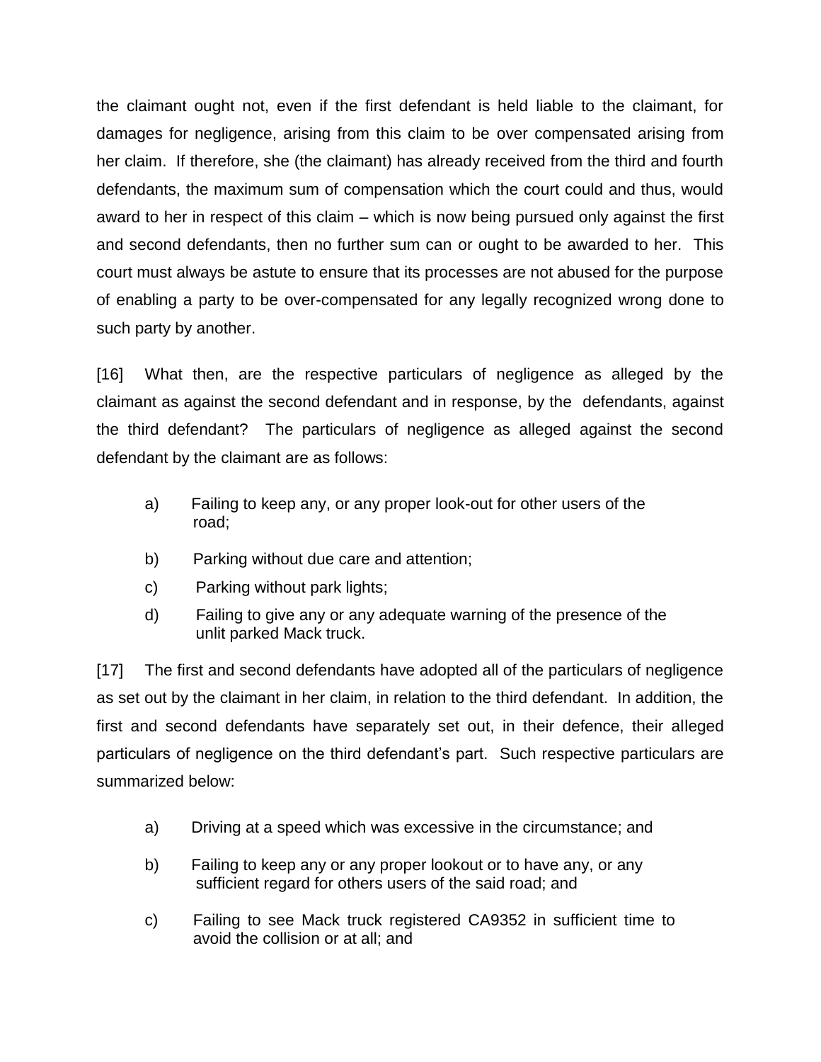the claimant ought not, even if the first defendant is held liable to the claimant, for damages for negligence, arising from this claim to be over compensated arising from her claim. If therefore, she (the claimant) has already received from the third and fourth defendants, the maximum sum of compensation which the court could and thus, would award to her in respect of this claim – which is now being pursued only against the first and second defendants, then no further sum can or ought to be awarded to her. This court must always be astute to ensure that its processes are not abused for the purpose of enabling a party to be over-compensated for any legally recognized wrong done to such party by another.

[16] What then, are the respective particulars of negligence as alleged by the claimant as against the second defendant and in response, by the defendants, against the third defendant? The particulars of negligence as alleged against the second defendant by the claimant are as follows:

a) Failing to keep any, or any proper look-out for other users of the road;

b) Parking without due care and attention;

c) Parking without park lights;

d) Failing to give any or any adequate warning of the presence of the unlit parked Mack truck.

[17] The first and second defendants have adopted all of the particulars of negligence as set out by the claimant in her claim, in relation to the third defendant. In addition, the first and second defendants have separately set out, in their defence, their alleged particulars of negligence on the third defendant's part. Such respective particulars are summarized below:

a) Driving at a speed which was excessive in the circumstance; and

b) Failing to keep any or any proper lookout or to have any, or any sufficient regard for others users of the said road; and

c) Failing to see Mack truck registered CA9352 in sufficient time to avoid the collision or at all; and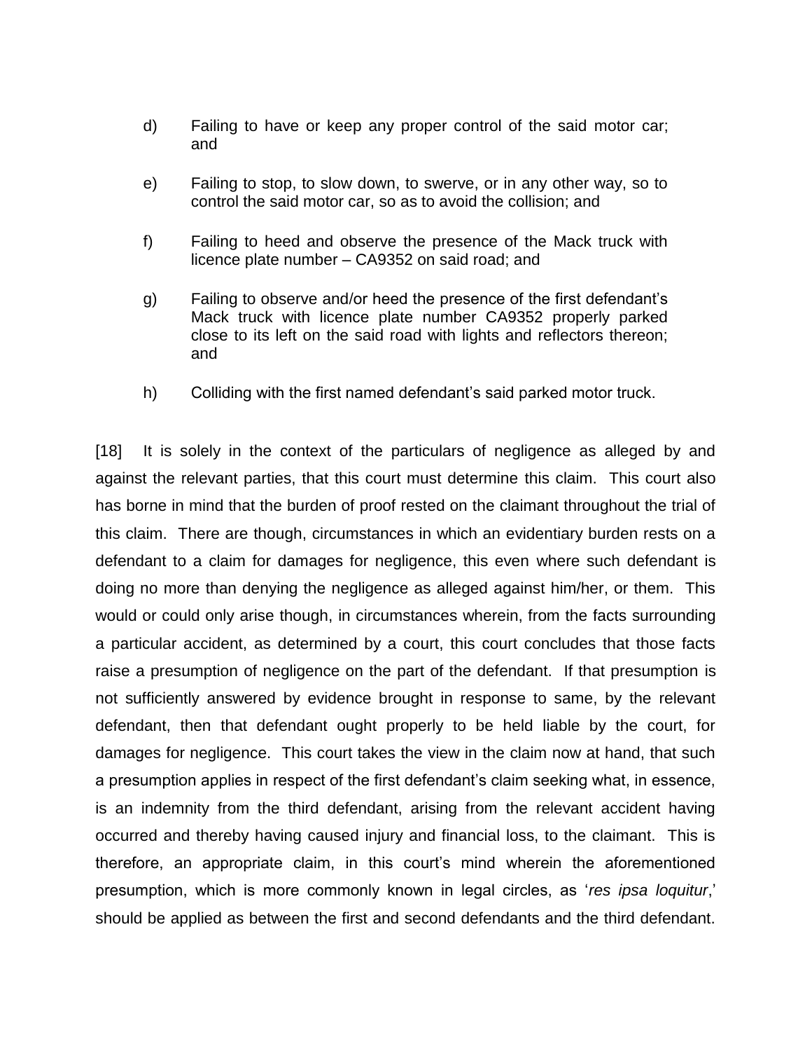d) Failing to have or keep any proper control of the said motor car; and

e) Failing to stop, to slow down, to swerve, or in any other way, so to control the said motor car, so as to avoid the collision; and

f) Failing to heed and observe the presence of the Mack truck with licence plate number – CA9352 on said road; and

g) Failing to observe and/or heed the presence of the first defendant's Mack truck with licence plate number CA9352 properly parked close to its left on the said road with lights and reflectors thereon; and

h) Colliding with the first named defendant's said parked motor truck.

[18] It is solely in the context of the particulars of negligence as alleged by and against the relevant parties, that this court must determine this claim. This court also has borne in mind that the burden of proof rested on the claimant throughout the trial of this claim. There are though, circumstances in which an evidentiary burden rests on a defendant to a claim for damages for negligence, this even where such defendant is doing no more than denying the negligence as alleged against him/her, or them. This would or could only arise though, in circumstances wherein, from the facts surrounding a particular accident, as determined by a court, this court concludes that those facts raise a presumption of negligence on the part of the defendant. If that presumption is not sufficiently answered by evidence brought in response to same, by the relevant defendant, then that defendant ought properly to be held liable by the court, for damages for negligence. This court takes the view in the claim now at hand, that such a presumption applies in respect of the first defendant's claim seeking what, in essence, is an indemnity from the third defendant, arising from the relevant accident having occurred and thereby having caused injury and financial loss, to the claimant. This is therefore, an appropriate claim, in this court's mind wherein the aforementioned presumption, which is more commonly known in legal circles, as '*res ipsa loquitur*,' should be applied as between the first and second defendants and the third defendant.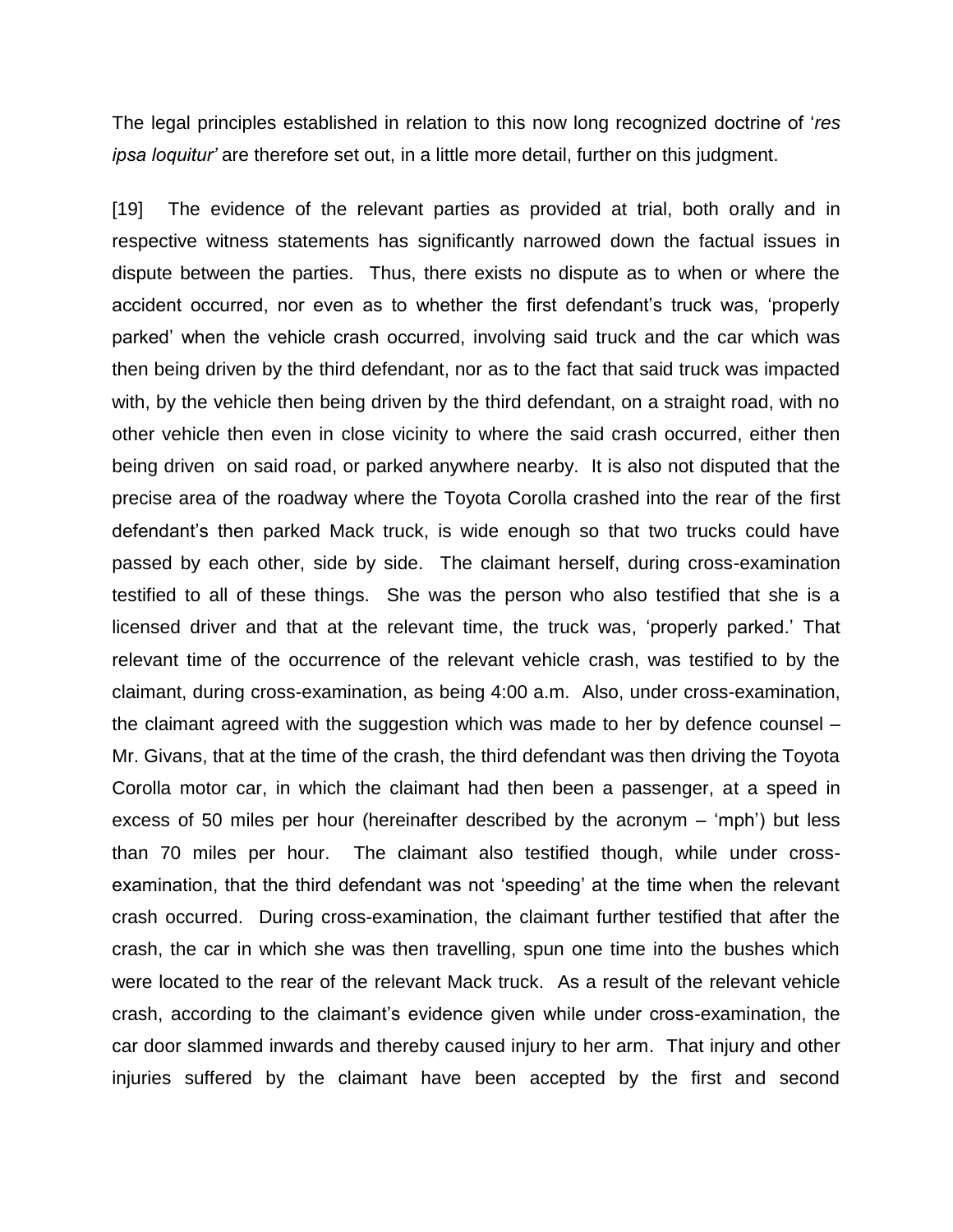The legal principles established in relation to this now long recognized doctrine of '*res ipsa loquitur'* are therefore set out, in a little more detail, further on this judgment.

[19] The evidence of the relevant parties as provided at trial, both orally and in respective witness statements has significantly narrowed down the factual issues in dispute between the parties. Thus, there exists no dispute as to when or where the accident occurred, nor even as to whether the first defendant's truck was, 'properly parked' when the vehicle crash occurred, involving said truck and the car which was then being driven by the third defendant, nor as to the fact that said truck was impacted with, by the vehicle then being driven by the third defendant, on a straight road, with no other vehicle then even in close vicinity to where the said crash occurred, either then being driven on said road, or parked anywhere nearby. It is also not disputed that the precise area of the roadway where the Toyota Corolla crashed into the rear of the first defendant's then parked Mack truck, is wide enough so that two trucks could have passed by each other, side by side. The claimant herself, during cross-examination testified to all of these things. She was the person who also testified that she is a licensed driver and that at the relevant time, the truck was, 'properly parked.' That relevant time of the occurrence of the relevant vehicle crash, was testified to by the claimant, during cross-examination, as being 4:00 a.m. Also, under cross-examination, the claimant agreed with the suggestion which was made to her by defence counsel – Mr. Givans, that at the time of the crash, the third defendant was then driving the Toyota Corolla motor car, in which the claimant had then been a passenger, at a speed in excess of 50 miles per hour (hereinafter described by the acronym – 'mph') but less than 70 miles per hour. The claimant also testified though, while under cross-examination, that the third defendant was not 'speeding' at the time when the relevant crash occurred. During cross-examination, the claimant further testified that after the crash, the car in which she was then travelling, spun one time into the bushes which were located to the rear of the relevant Mack truck. As a result of the relevant vehicle crash, according to the claimant's evidence given while under cross-examination, the car door slammed inwards and thereby caused injury to her arm. That injury and other injuries suffered by the claimant have been accepted by the first and second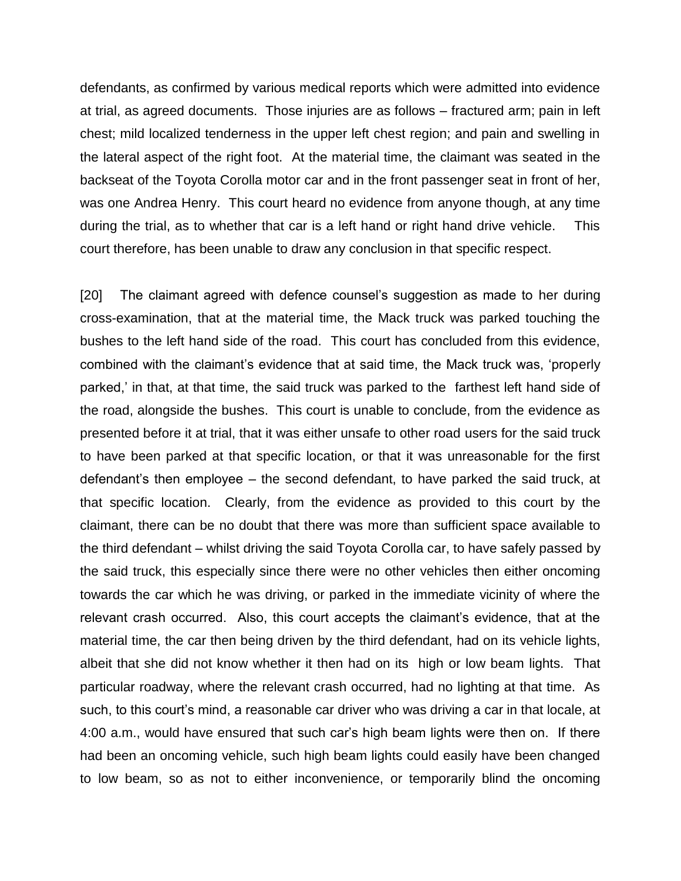defendants, as confirmed by various medical reports which were admitted into evidence at trial, as agreed documents. Those injuries are as follows – fractured arm; pain in left chest; mild localized tenderness in the upper left chest region; and pain and swelling in the lateral aspect of the right foot. At the material time, the claimant was seated in the backseat of the Toyota Corolla motor car and in the front passenger seat in front of her, was one Andrea Henry. This court heard no evidence from anyone though, at any time during the trial, as to whether that car is a left hand or right hand drive vehicle. This court therefore, has been unable to draw any conclusion in that specific respect.

[20] The claimant agreed with defence counsel's suggestion as made to her during cross-examination, that at the material time, the Mack truck was parked touching the bushes to the left hand side of the road. This court has concluded from this evidence, combined with the claimant's evidence that at said time, the Mack truck was, 'properly parked,' in that, at that time, the said truck was parked to the farthest left hand side of the road, alongside the bushes. This court is unable to conclude, from the evidence as presented before it at trial, that it was either unsafe to other road users for the said truck to have been parked at that specific location, or that it was unreasonable for the first defendant's then employee – the second defendant, to have parked the said truck, at that specific location. Clearly, from the evidence as provided to this court by the claimant, there can be no doubt that there was more than sufficient space available to the third defendant – whilst driving the said Toyota Corolla car, to have safely passed by the said truck, this especially since there were no other vehicles then either oncoming towards the car which he was driving, or parked in the immediate vicinity of where the relevant crash occurred. Also, this court accepts the claimant's evidence, that at the material time, the car then being driven by the third defendant, had on its vehicle lights, albeit that she did not know whether it then had on its high or low beam lights. That particular roadway, where the relevant crash occurred, had no lighting at that time. As such, to this court's mind, a reasonable car driver who was driving a car in that locale, at 4:00 a.m., would have ensured that such car's high beam lights were then on. If there had been an oncoming vehicle, such high beam lights could easily have been changed to low beam, so as not to either inconvenience, or temporarily blind the oncoming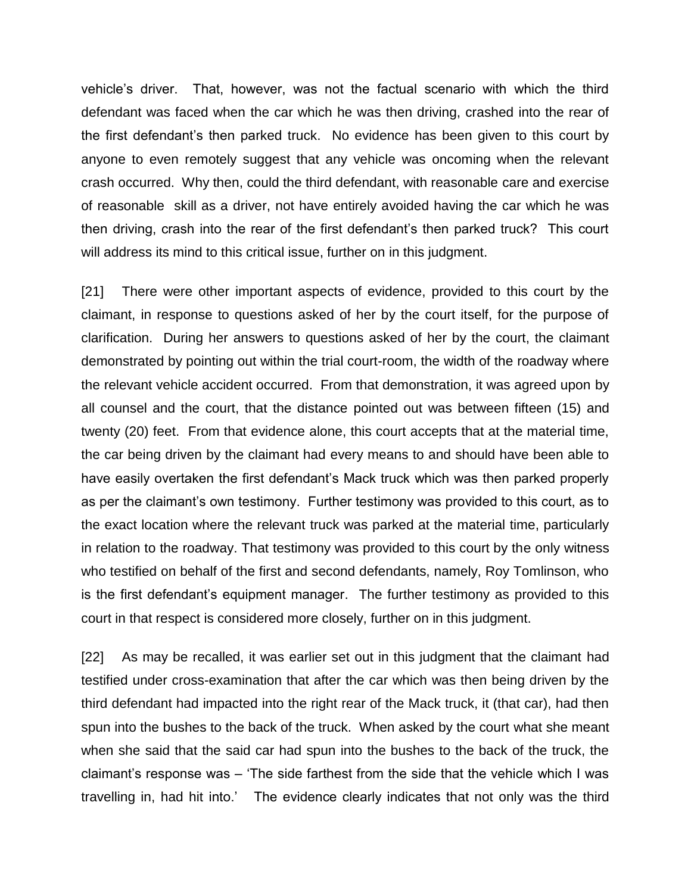vehicle's driver. That, however, was not the factual scenario with which the third defendant was faced when the car which he was then driving, crashed into the rear of the first defendant's then parked truck. No evidence has been given to this court by anyone to even remotely suggest that any vehicle was oncoming when the relevant crash occurred. Why then, could the third defendant, with reasonable care and exercise of reasonable skill as a driver, not have entirely avoided having the car which he was then driving, crash into the rear of the first defendant's then parked truck? This court will address its mind to this critical issue, further on in this judgment.

[21] There were other important aspects of evidence, provided to this court by the claimant, in response to questions asked of her by the court itself, for the purpose of clarification. During her answers to questions asked of her by the court, the claimant demonstrated by pointing out within the trial court-room, the width of the roadway where the relevant vehicle accident occurred. From that demonstration, it was agreed upon by all counsel and the court, that the distance pointed out was between fifteen (15) and twenty (20) feet. From that evidence alone, this court accepts that at the material time, the car being driven by the claimant had every means to and should have been able to have easily overtaken the first defendant's Mack truck which was then parked properly as per the claimant's own testimony. Further testimony was provided to this court, as to the exact location where the relevant truck was parked at the material time, particularly in relation to the roadway. That testimony was provided to this court by the only witness who testified on behalf of the first and second defendants, namely, Roy Tomlinson, who is the first defendant's equipment manager. The further testimony as provided to this court in that respect is considered more closely, further on in this judgment.

[22] As may be recalled, it was earlier set out in this judgment that the claimant had testified under cross-examination that after the car which was then being driven by the third defendant had impacted into the right rear of the Mack truck, it (that car), had then spun into the bushes to the back of the truck. When asked by the court what she meant when she said that the said car had spun into the bushes to the back of the truck, the claimant's response was – 'The side farthest from the side that the vehicle which I was travelling in, had hit into.' The evidence clearly indicates that not only was the third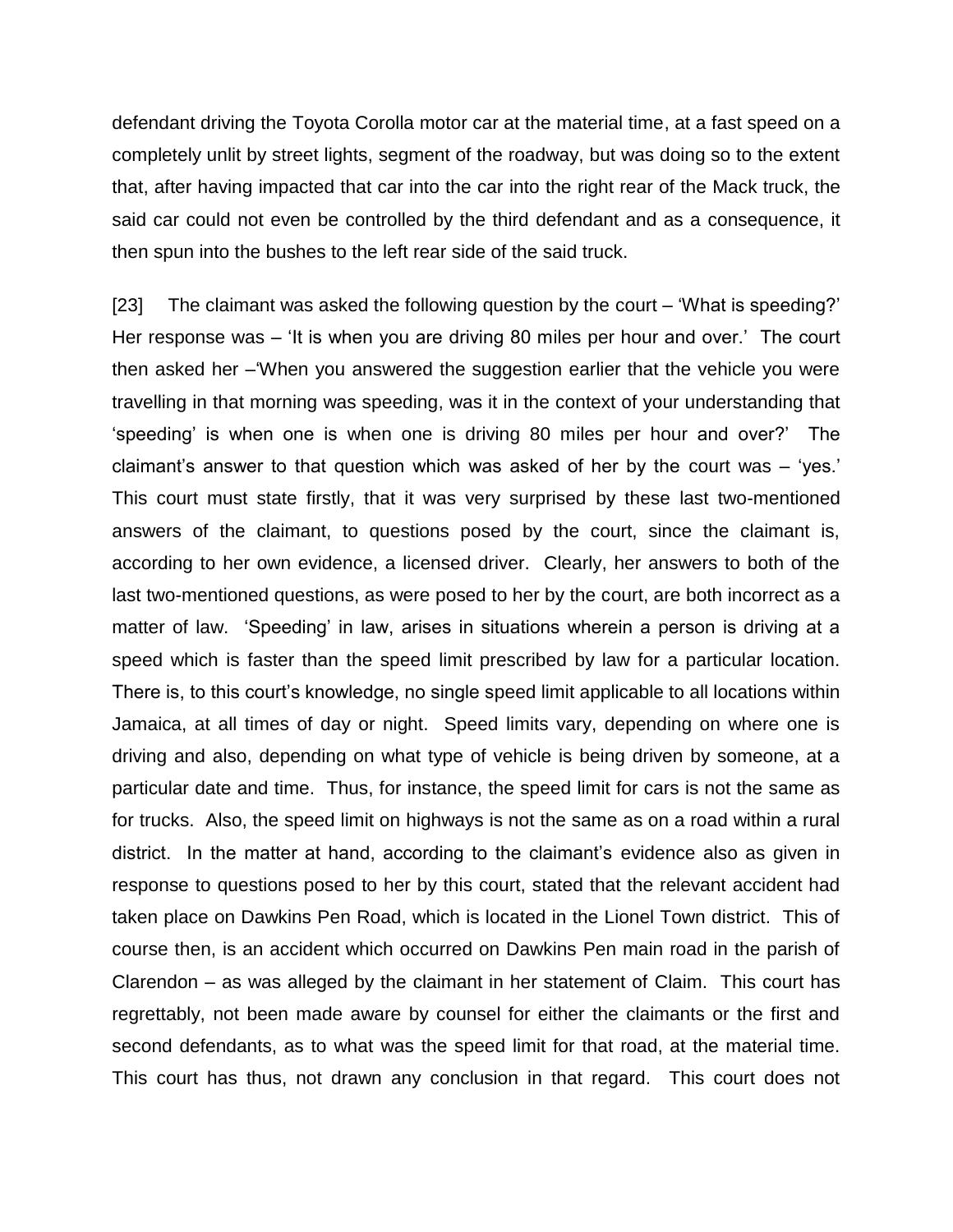defendant driving the Toyota Corolla motor car at the material time, at a fast speed on a completely unlit by street lights, segment of the roadway, but was doing so to the extent that, after having impacted that car into the car into the right rear of the Mack truck, the said car could not even be controlled by the third defendant and as a consequence, it then spun into the bushes to the left rear side of the said truck.

[23] The claimant was asked the following question by the court – 'What is speeding?' Her response was – 'It is when you are driving 80 miles per hour and over.' The court then asked her –'When you answered the suggestion earlier that the vehicle you were travelling in that morning was speeding, was it in the context of your understanding that 'speeding' is when one is when one is driving 80 miles per hour and over?' The claimant's answer to that question which was asked of her by the court was – 'yes.' This court must state firstly, that it was very surprised by these last two-mentioned answers of the claimant, to questions posed by the court, since the claimant is, according to her own evidence, a licensed driver. Clearly, her answers to both of the last two-mentioned questions, as were posed to her by the court, are both incorrect as a matter of law. 'Speeding' in law, arises in situations wherein a person is driving at a speed which is faster than the speed limit prescribed by law for a particular location. There is, to this court's knowledge, no single speed limit applicable to all locations within Jamaica, at all times of day or night. Speed limits vary, depending on where one is driving and also, depending on what type of vehicle is being driven by someone, at a particular date and time. Thus, for instance, the speed limit for cars is not the same as for trucks. Also, the speed limit on highways is not the same as on a road within a rural district. In the matter at hand, according to the claimant's evidence also as given in response to questions posed to her by this court, stated that the relevant accident had taken place on Dawkins Pen Road, which is located in the Lionel Town district. This of course then, is an accident which occurred on Dawkins Pen main road in the parish of Clarendon – as was alleged by the claimant in her statement of Claim. This court has regrettably, not been made aware by counsel for either the claimants or the first and second defendants, as to what was the speed limit for that road, at the material time. This court has thus, not drawn any conclusion in that regard. This court does not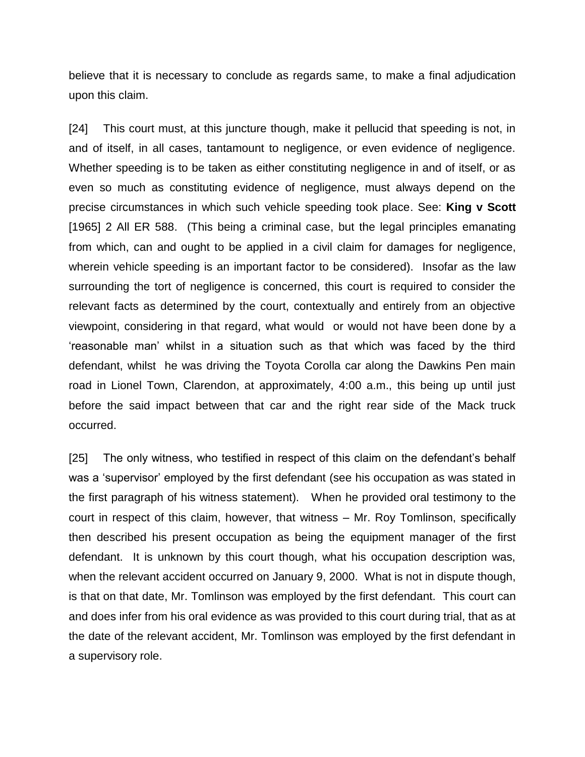believe that it is necessary to conclude as regards same, to make a final adjudication upon this claim.

[24] This court must, at this juncture though, make it pellucid that speeding is not, in and of itself, in all cases, tantamount to negligence, or even evidence of negligence. Whether speeding is to be taken as either constituting negligence in and of itself, or as even so much as constituting evidence of negligence, must always depend on the precise circumstances in which such vehicle speeding took place. See: **King v Scott** [1965] 2 All ER 588. (This being a criminal case, but the legal principles emanating from which, can and ought to be applied in a civil claim for damages for negligence, wherein vehicle speeding is an important factor to be considered). Insofar as the law surrounding the tort of negligence is concerned, this court is required to consider the relevant facts as determined by the court, contextually and entirely from an objective viewpoint, considering in that regard, what would or would not have been done by a 'reasonable man' whilst in a situation such as that which was faced by the third defendant, whilst he was driving the Toyota Corolla car along the Dawkins Pen main road in Lionel Town, Clarendon, at approximately, 4:00 a.m., this being up until just before the said impact between that car and the right rear side of the Mack truck occurred.

[25] The only witness, who testified in respect of this claim on the defendant's behalf was a 'supervisor' employed by the first defendant (see his occupation as was stated in the first paragraph of his witness statement). When he provided oral testimony to the court in respect of this claim, however, that witness – Mr. Roy Tomlinson, specifically then described his present occupation as being the equipment manager of the first defendant. It is unknown by this court though, what his occupation description was, when the relevant accident occurred on January 9, 2000. What is not in dispute though, is that on that date, Mr. Tomlinson was employed by the first defendant. This court can and does infer from his oral evidence as was provided to this court during trial, that as at the date of the relevant accident, Mr. Tomlinson was employed by the first defendant in a supervisory role.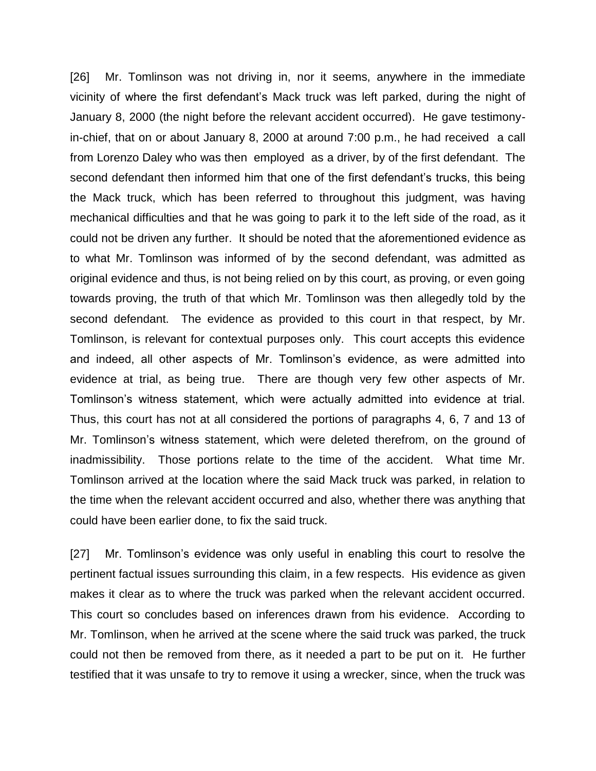[26] Mr. Tomlinson was not driving in, nor it seems, anywhere in the immediate vicinity of where the first defendant's Mack truck was left parked, during the night of January 8, 2000 (the night before the relevant accident occurred). He gave testimony-in-chief, that on or about January 8, 2000 at around 7:00 p.m., he had received a call from Lorenzo Daley who was then employed as a driver, by of the first defendant. The second defendant then informed him that one of the first defendant's trucks, this being the Mack truck, which has been referred to throughout this judgment, was having mechanical difficulties and that he was going to park it to the left side of the road, as it could not be driven any further. It should be noted that the aforementioned evidence as to what Mr. Tomlinson was informed of by the second defendant, was admitted as original evidence and thus, is not being relied on by this court, as proving, or even going towards proving, the truth of that which Mr. Tomlinson was then allegedly told by the second defendant. The evidence as provided to this court in that respect, by Mr. Tomlinson, is relevant for contextual purposes only. This court accepts this evidence and indeed, all other aspects of Mr. Tomlinson's evidence, as were admitted into evidence at trial, as being true. There are though very few other aspects of Mr. Tomlinson's witness statement, which were actually admitted into evidence at trial. Thus, this court has not at all considered the portions of paragraphs 4, 6, 7 and 13 of Mr. Tomlinson's witness statement, which were deleted therefrom, on the ground of inadmissibility. Those portions relate to the time of the accident. What time Mr. Tomlinson arrived at the location where the said Mack truck was parked, in relation to the time when the relevant accident occurred and also, whether there was anything that could have been earlier done, to fix the said truck.

[27] Mr. Tomlinson's evidence was only useful in enabling this court to resolve the pertinent factual issues surrounding this claim, in a few respects. His evidence as given makes it clear as to where the truck was parked when the relevant accident occurred. This court so concludes based on inferences drawn from his evidence. According to Mr. Tomlinson, when he arrived at the scene where the said truck was parked, the truck could not then be removed from there, as it needed a part to be put on it. He further testified that it was unsafe to try to remove it using a wrecker, since, when the truck was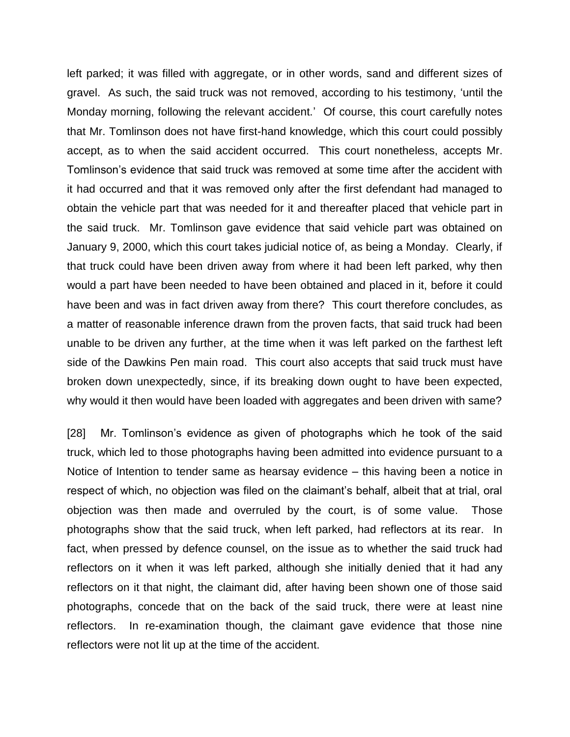left parked; it was filled with aggregate, or in other words, sand and different sizes of gravel. As such, the said truck was not removed, according to his testimony, 'until the Monday morning, following the relevant accident.' Of course, this court carefully notes that Mr. Tomlinson does not have first-hand knowledge, which this court could possibly accept, as to when the said accident occurred. This court nonetheless, accepts Mr. Tomlinson's evidence that said truck was removed at some time after the accident with it had occurred and that it was removed only after the first defendant had managed to obtain the vehicle part that was needed for it and thereafter placed that vehicle part in the said truck. Mr. Tomlinson gave evidence that said vehicle part was obtained on January 9, 2000, which this court takes judicial notice of, as being a Monday. Clearly, if that truck could have been driven away from where it had been left parked, why then would a part have been needed to have been obtained and placed in it, before it could have been and was in fact driven away from there? This court therefore concludes, as a matter of reasonable inference drawn from the proven facts, that said truck had been unable to be driven any further, at the time when it was left parked on the farthest left side of the Dawkins Pen main road. This court also accepts that said truck must have broken down unexpectedly, since, if its breaking down ought to have been expected, why would it then would have been loaded with aggregates and been driven with same?

[28] Mr. Tomlinson's evidence as given of photographs which he took of the said truck, which led to those photographs having been admitted into evidence pursuant to a Notice of Intention to tender same as hearsay evidence – this having been a notice in respect of which, no objection was filed on the claimant's behalf, albeit that at trial, oral objection was then made and overruled by the court, is of some value. Those photographs show that the said truck, when left parked, had reflectors at its rear. In fact, when pressed by defence counsel, on the issue as to whether the said truck had reflectors on it when it was left parked, although she initially denied that it had any reflectors on it that night, the claimant did, after having been shown one of those said photographs, concede that on the back of the said truck, there were at least nine reflectors. In re-examination though, the claimant gave evidence that those nine reflectors were not lit up at the time of the accident.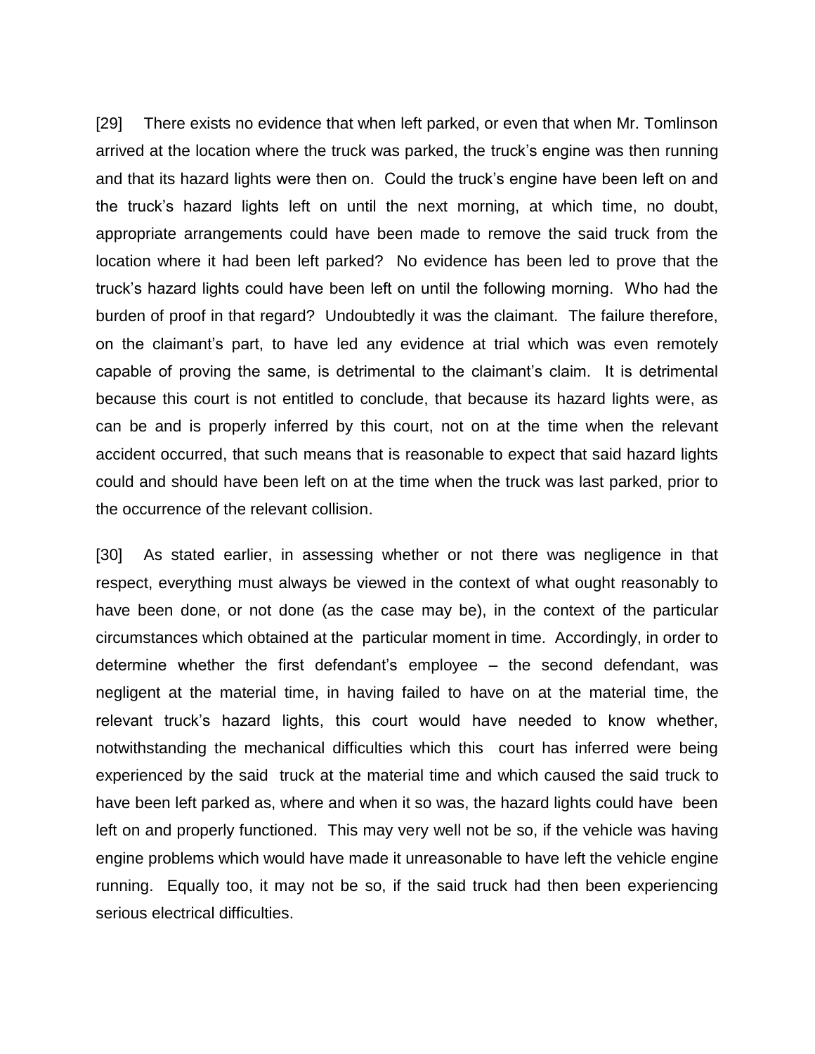[29] There exists no evidence that when left parked, or even that when Mr. Tomlinson arrived at the location where the truck was parked, the truck's engine was then running and that its hazard lights were then on. Could the truck's engine have been left on and the truck's hazard lights left on until the next morning, at which time, no doubt, appropriate arrangements could have been made to remove the said truck from the location where it had been left parked? No evidence has been led to prove that the truck's hazard lights could have been left on until the following morning. Who had the burden of proof in that regard? Undoubtedly it was the claimant. The failure therefore, on the claimant's part, to have led any evidence at trial which was even remotely capable of proving the same, is detrimental to the claimant's claim. It is detrimental because this court is not entitled to conclude, that because its hazard lights were, as can be and is properly inferred by this court, not on at the time when the relevant accident occurred, that such means that is reasonable to expect that said hazard lights could and should have been left on at the time when the truck was last parked, prior to the occurrence of the relevant collision.

[30] As stated earlier, in assessing whether or not there was negligence in that respect, everything must always be viewed in the context of what ought reasonably to have been done, or not done (as the case may be), in the context of the particular circumstances which obtained at the particular moment in time. Accordingly, in order to determine whether the first defendant's employee – the second defendant, was negligent at the material time, in having failed to have on at the material time, the relevant truck's hazard lights, this court would have needed to know whether, notwithstanding the mechanical difficulties which this court has inferred were being experienced by the said truck at the material time and which caused the said truck to have been left parked as, where and when it so was, the hazard lights could have been left on and properly functioned. This may very well not be so, if the vehicle was having engine problems which would have made it unreasonable to have left the vehicle engine running. Equally too, it may not be so, if the said truck had then been experiencing serious electrical difficulties.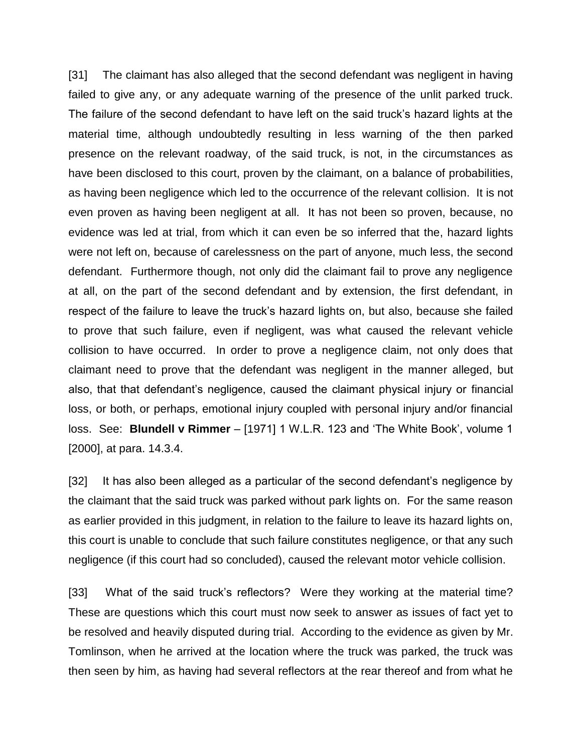[31] The claimant has also alleged that the second defendant was negligent in having failed to give any, or any adequate warning of the presence of the unlit parked truck. The failure of the second defendant to have left on the said truck's hazard lights at the material time, although undoubtedly resulting in less warning of the then parked presence on the relevant roadway, of the said truck, is not, in the circumstances as have been disclosed to this court, proven by the claimant, on a balance of probabilities, as having been negligence which led to the occurrence of the relevant collision. It is not even proven as having been negligent at all. It has not been so proven, because, no evidence was led at trial, from which it can even be so inferred that the, hazard lights were not left on, because of carelessness on the part of anyone, much less, the second defendant. Furthermore though, not only did the claimant fail to prove any negligence at all, on the part of the second defendant and by extension, the first defendant, in respect of the failure to leave the truck's hazard lights on, but also, because she failed to prove that such failure, even if negligent, was what caused the relevant vehicle collision to have occurred. In order to prove a negligence claim, not only does that claimant need to prove that the defendant was negligent in the manner alleged, but also, that that defendant's negligence, caused the claimant physical injury or financial loss, or both, or perhaps, emotional injury coupled with personal injury and/or financial loss. See: **Blundell v Rimmer** – [1971] 1 W.L.R. 123 and 'The White Book', volume 1 [2000], at para. 14.3.4.

[32] It has also been alleged as a particular of the second defendant's negligence by the claimant that the said truck was parked without park lights on. For the same reason as earlier provided in this judgment, in relation to the failure to leave its hazard lights on, this court is unable to conclude that such failure constitutes negligence, or that any such negligence (if this court had so concluded), caused the relevant motor vehicle collision.

[33] What of the said truck's reflectors? Were they working at the material time? These are questions which this court must now seek to answer as issues of fact yet to be resolved and heavily disputed during trial. According to the evidence as given by Mr. Tomlinson, when he arrived at the location where the truck was parked, the truck was then seen by him, as having had several reflectors at the rear thereof and from what he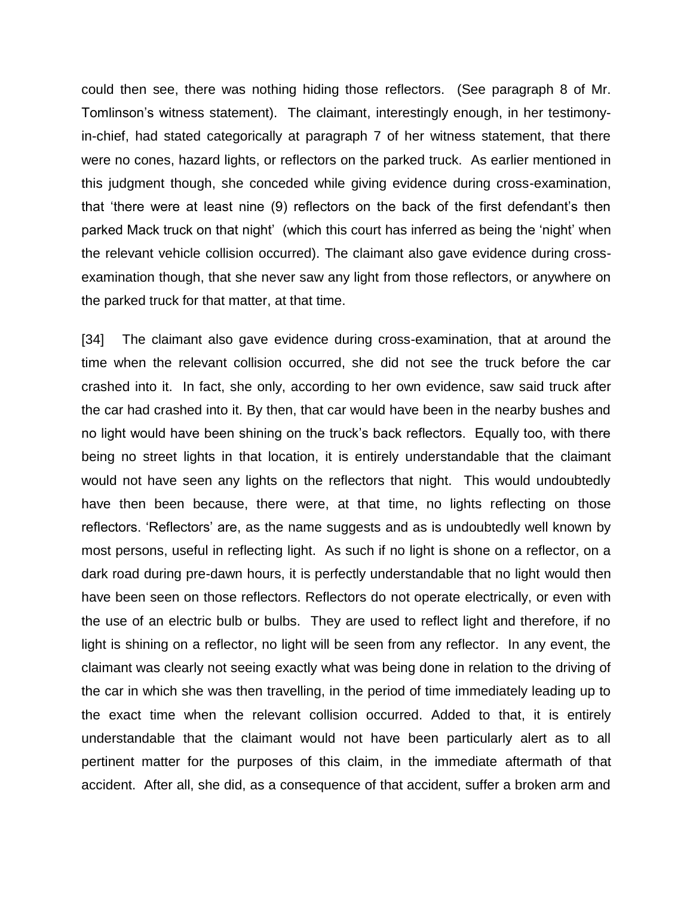could then see, there was nothing hiding those reflectors. (See paragraph 8 of Mr. Tomlinson's witness statement). The claimant, interestingly enough, in her testimony-in-chief, had stated categorically at paragraph 7 of her witness statement, that there were no cones, hazard lights, or reflectors on the parked truck. As earlier mentioned in this judgment though, she conceded while giving evidence during cross-examination, that 'there were at least nine (9) reflectors on the back of the first defendant's then parked Mack truck on that night' (which this court has inferred as being the 'night' when the relevant vehicle collision occurred). The claimant also gave evidence during cross-examination though, that she never saw any light from those reflectors, or anywhere on the parked truck for that matter, at that time.

[34] The claimant also gave evidence during cross-examination, that at around the time when the relevant collision occurred, she did not see the truck before the car crashed into it. In fact, she only, according to her own evidence, saw said truck after the car had crashed into it. By then, that car would have been in the nearby bushes and no light would have been shining on the truck's back reflectors. Equally too, with there being no street lights in that location, it is entirely understandable that the claimant would not have seen any lights on the reflectors that night. This would undoubtedly have then been because, there were, at that time, no lights reflecting on those reflectors. 'Reflectors' are, as the name suggests and as is undoubtedly well known by most persons, useful in reflecting light. As such if no light is shone on a reflector, on a dark road during pre-dawn hours, it is perfectly understandable that no light would then have been seen on those reflectors. Reflectors do not operate electrically, or even with the use of an electric bulb or bulbs. They are used to reflect light and therefore, if no light is shining on a reflector, no light will be seen from any reflector. In any event, the claimant was clearly not seeing exactly what was being done in relation to the driving of the car in which she was then travelling, in the period of time immediately leading up to the exact time when the relevant collision occurred. Added to that, it is entirely understandable that the claimant would not have been particularly alert as to all pertinent matter for the purposes of this claim, in the immediate aftermath of that accident. After all, she did, as a consequence of that accident, suffer a broken arm and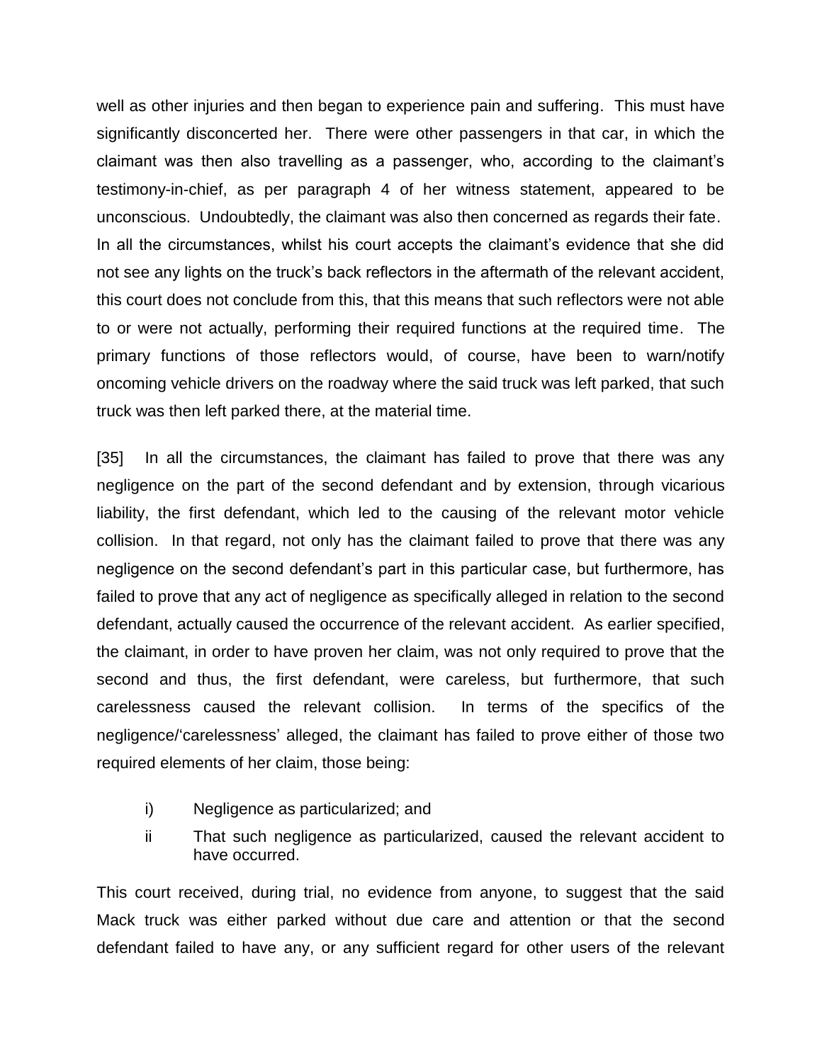well as other injuries and then began to experience pain and suffering. This must have significantly disconcerted her. There were other passengers in that car, in which the claimant was then also travelling as a passenger, who, according to the claimant's testimony-in-chief, as per paragraph 4 of her witness statement, appeared to be unconscious. Undoubtedly, the claimant was also then concerned as regards their fate. In all the circumstances, whilst his court accepts the claimant's evidence that she did not see any lights on the truck's back reflectors in the aftermath of the relevant accident, this court does not conclude from this, that this means that such reflectors were not able to or were not actually, performing their required functions at the required time. The primary functions of those reflectors would, of course, have been to warn/notify oncoming vehicle drivers on the roadway where the said truck was left parked, that such truck was then left parked there, at the material time.

[35] In all the circumstances, the claimant has failed to prove that there was any negligence on the part of the second defendant and by extension, through vicarious liability, the first defendant, which led to the causing of the relevant motor vehicle collision. In that regard, not only has the claimant failed to prove that there was any negligence on the second defendant's part in this particular case, but furthermore, has failed to prove that any act of negligence as specifically alleged in relation to the second defendant, actually caused the occurrence of the relevant accident. As earlier specified, the claimant, in order to have proven her claim, was not only required to prove that the second and thus, the first defendant, were careless, but furthermore, that such carelessness caused the relevant collision. In terms of the specifics of the negligence/'carelessness' alleged, the claimant has failed to prove either of those two required elements of her claim, those being:

- i) Negligence as particularized; and
- ii That such negligence as particularized, caused the relevant accident to have occurred.

This court received, during trial, no evidence from anyone, to suggest that the said Mack truck was either parked without due care and attention or that the second defendant failed to have any, or any sufficient regard for other users of the relevant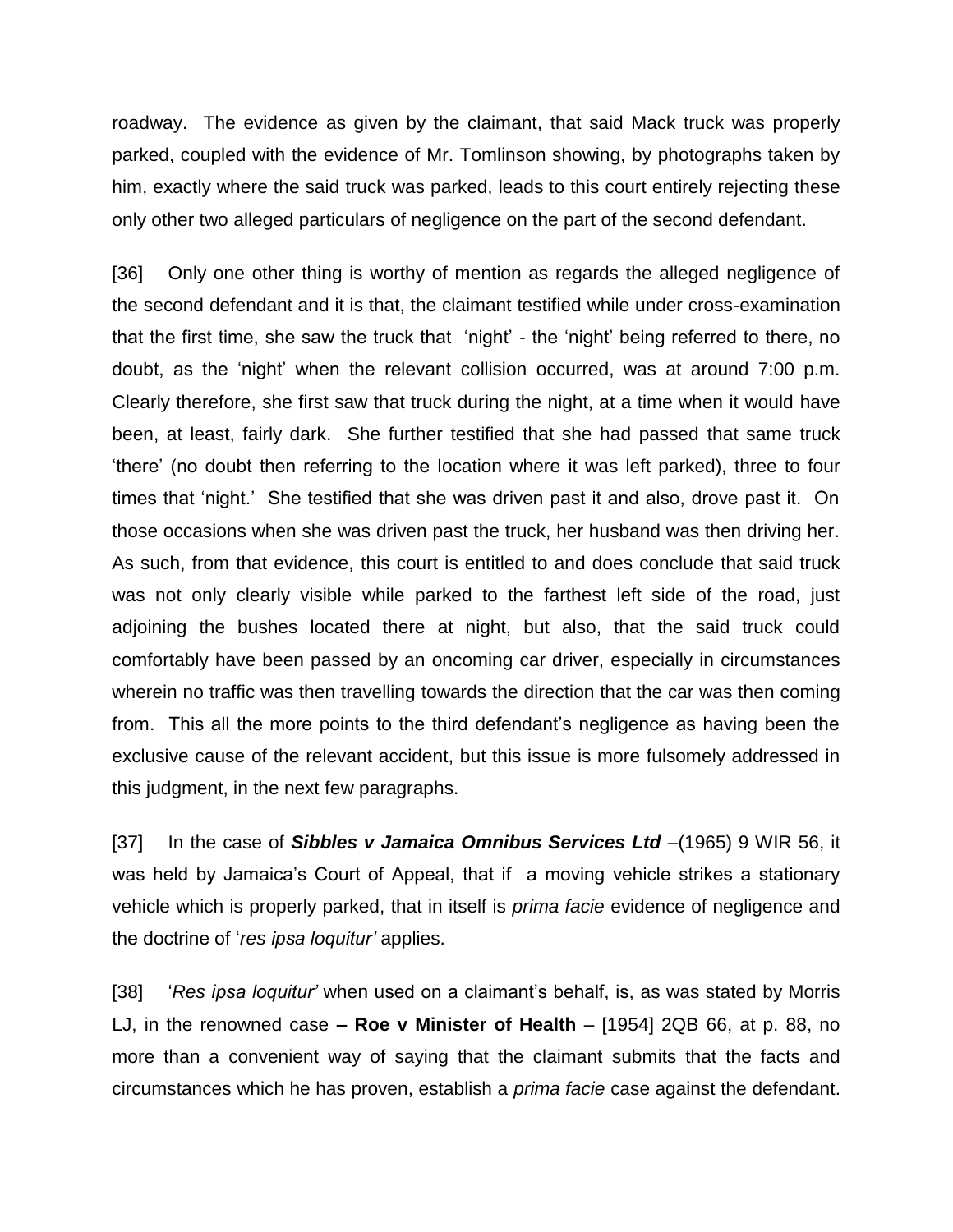roadway. The evidence as given by the claimant, that said Mack truck was properly parked, coupled with the evidence of Mr. Tomlinson showing, by photographs taken by him, exactly where the said truck was parked, leads to this court entirely rejecting these only other two alleged particulars of negligence on the part of the second defendant.

[36] Only one other thing is worthy of mention as regards the alleged negligence of the second defendant and it is that, the claimant testified while under cross-examination that the first time, she saw the truck that 'night' - the 'night' being referred to there, no doubt, as the 'night' when the relevant collision occurred, was at around 7:00 p.m. Clearly therefore, she first saw that truck during the night, at a time when it would have been, at least, fairly dark. She further testified that she had passed that same truck 'there' (no doubt then referring to the location where it was left parked), three to four times that 'night.' She testified that she was driven past it and also, drove past it. On those occasions when she was driven past the truck, her husband was then driving her. As such, from that evidence, this court is entitled to and does conclude that said truck was not only clearly visible while parked to the farthest left side of the road, just adjoining the bushes located there at night, but also, that the said truck could comfortably have been passed by an oncoming car driver, especially in circumstances wherein no traffic was then travelling towards the direction that the car was then coming from. This all the more points to the third defendant's negligence as having been the exclusive cause of the relevant accident, but this issue is more fulsomely addressed in this judgment, in the next few paragraphs.

[37] In the case of ***Sibbles v Jamaica Omnibus Services Ltd*** –(1965) 9 WIR 56, it was held by Jamaica's Court of Appeal, that if a moving vehicle strikes a stationary vehicle which is properly parked, that in itself is *prima facie* evidence of negligence and the doctrine of '*res ipsa loquitur'* applies.

[38] '*Res ipsa loquitur'* when used on a claimant's behalf, is, as was stated by Morris LJ, in the renowned case **– Roe v Minister of Health** – [1954] 2QB 66, at p. 88, no more than a convenient way of saying that the claimant submits that the facts and circumstances which he has proven, establish a *prima facie* case against the defendant.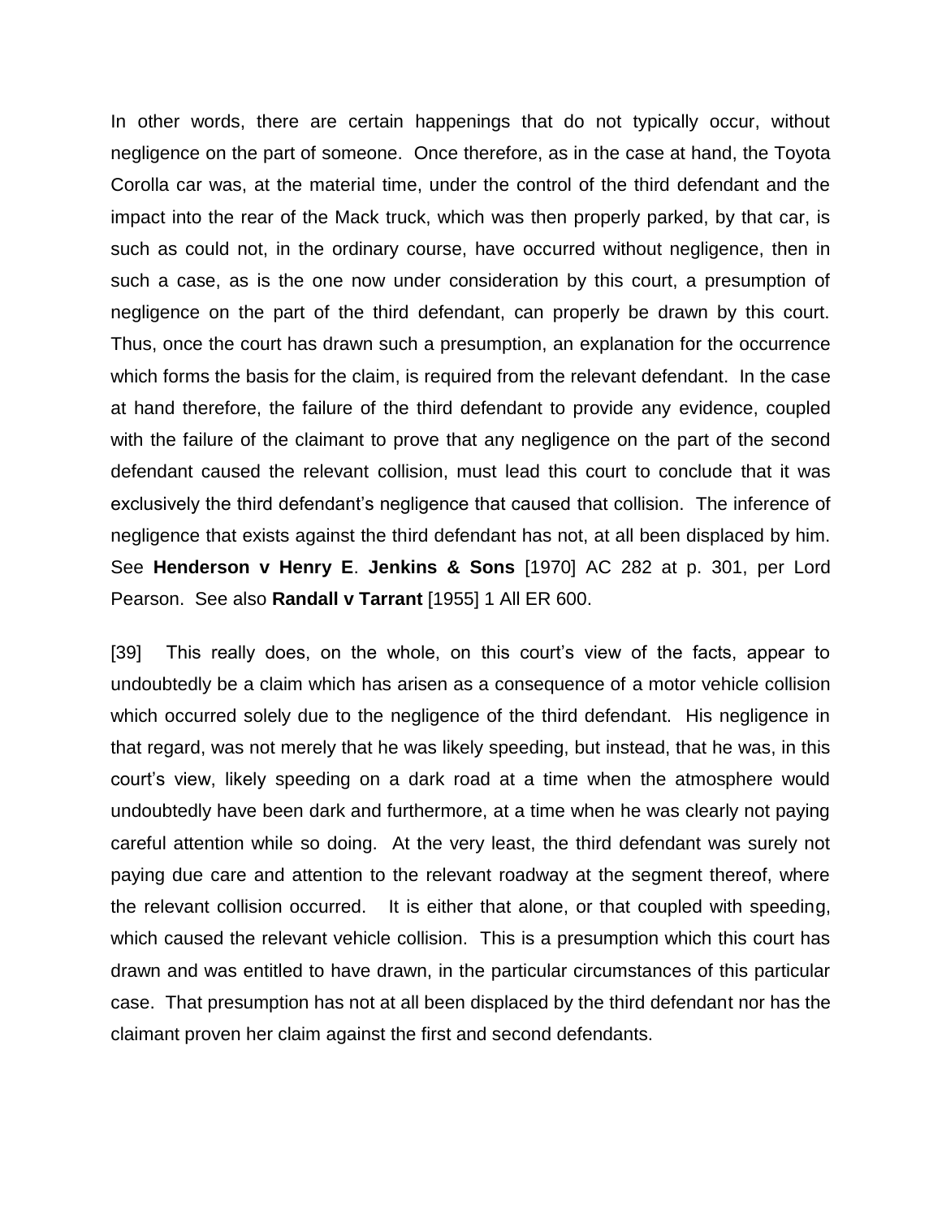In other words, there are certain happenings that do not typically occur, without negligence on the part of someone. Once therefore, as in the case at hand, the Toyota Corolla car was, at the material time, under the control of the third defendant and the impact into the rear of the Mack truck, which was then properly parked, by that car, is such as could not, in the ordinary course, have occurred without negligence, then in such a case, as is the one now under consideration by this court, a presumption of negligence on the part of the third defendant, can properly be drawn by this court. Thus, once the court has drawn such a presumption, an explanation for the occurrence which forms the basis for the claim, is required from the relevant defendant. In the case at hand therefore, the failure of the third defendant to provide any evidence, coupled with the failure of the claimant to prove that any negligence on the part of the second defendant caused the relevant collision, must lead this court to conclude that it was exclusively the third defendant's negligence that caused that collision. The inference of negligence that exists against the third defendant has not, at all been displaced by him. See **Henderson v Henry E**. **Jenkins & Sons** [1970] AC 282 at p. 301, per Lord Pearson. See also **Randall v Tarrant** [1955] 1 All ER 600.

[39] This really does, on the whole, on this court's view of the facts, appear to undoubtedly be a claim which has arisen as a consequence of a motor vehicle collision which occurred solely due to the negligence of the third defendant. His negligence in that regard, was not merely that he was likely speeding, but instead, that he was, in this court's view, likely speeding on a dark road at a time when the atmosphere would undoubtedly have been dark and furthermore, at a time when he was clearly not paying careful attention while so doing. At the very least, the third defendant was surely not paying due care and attention to the relevant roadway at the segment thereof, where the relevant collision occurred. It is either that alone, or that coupled with speeding, which caused the relevant vehicle collision. This is a presumption which this court has drawn and was entitled to have drawn, in the particular circumstances of this particular case. That presumption has not at all been displaced by the third defendant nor has the claimant proven her claim against the first and second defendants.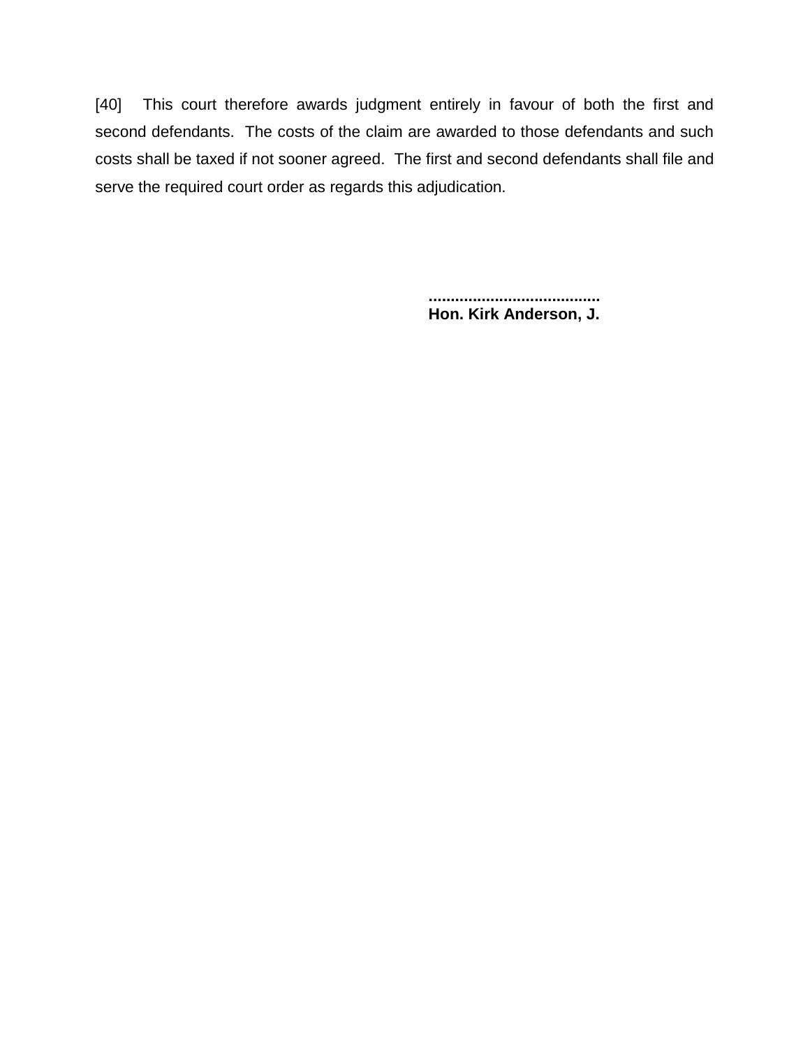[40] This court therefore awards judgment entirely in favour of both the first and second defendants. The costs of the claim are awarded to those defendants and such costs shall be taxed if not sooner agreed. The first and second defendants shall file and serve the required court order as regards this adjudication.

......................................

**Hon. Kirk Anderson, J.**